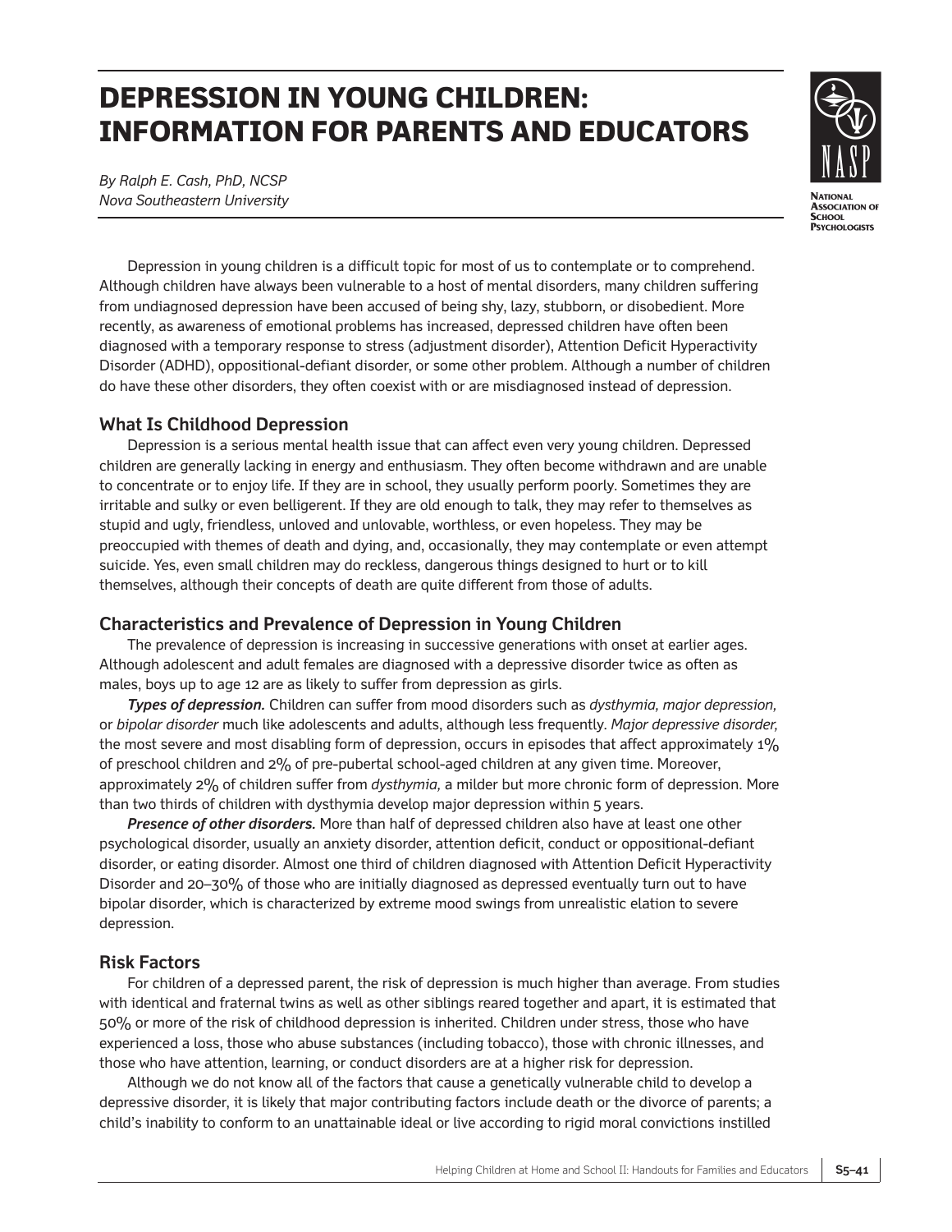# DEPRESSION IN YOUNG CHILDREN: INFORMATION FOR PARENTS AND EDUCATORS

*By Ralph E. Cash, PhD, NCSP*
*Nova Southeastern University*

National Association of School Psychologists

Depression in young children is a difficult topic for most of us to contemplate or to comprehend. Although children have always been vulnerable to a host of mental disorders, many children suffering from undiagnosed depression have been accused of being shy, lazy, stubborn, or disobedient. More recently, as awareness of emotional problems has increased, depressed children have often been diagnosed with a temporary response to stress (adjustment disorder), Attention Deficit Hyperactivity Disorder (ADHD), oppositional-defiant disorder, or some other problem. Although a number of children do have these other disorders, they often coexist with or are misdiagnosed instead of depression.

## What Is Childhood Depression

Depression is a serious mental health issue that can affect even very young children. Depressed children are generally lacking in energy and enthusiasm. They often become withdrawn and are unable to concentrate or to enjoy life. If they are in school, they usually perform poorly. Sometimes they are irritable and sulky or even belligerent. If they are old enough to talk, they may refer to themselves as stupid and ugly, friendless, unloved and unlovable, worthless, or even hopeless. They may be preoccupied with themes of death and dying, and, occasionally, they may contemplate or even attempt suicide. Yes, even small children may do reckless, dangerous things designed to hurt or to kill themselves, although their concepts of death are quite different from those of adults.

## Characteristics and Prevalence of Depression in Young Children

The prevalence of depression is increasing in successive generations with onset at earlier ages. Although adolescent and adult females are diagnosed with a depressive disorder twice as often as males, boys up to age 12 are as likely to suffer from depression as girls.

***Types of depression.*** Children can suffer from mood disorders such as *dysthymia, major depression,* or *bipolar disorder* much like adolescents and adults, although less frequently. *Major depressive disorder,* the most severe and most disabling form of depression, occurs in episodes that affect approximately 1% of preschool children and 2% of pre-pubertal school-aged children at any given time. Moreover, approximately 2% of children suffer from *dysthymia,* a milder but more chronic form of depression. More than two thirds of children with dysthymia develop major depression within 5 years.

***Presence of other disorders.*** More than half of depressed children also have at least one other psychological disorder, usually an anxiety disorder, attention deficit, conduct or oppositional-defiant disorder, or eating disorder. Almost one third of children diagnosed with Attention Deficit Hyperactivity Disorder and 20–30% of those who are initially diagnosed as depressed eventually turn out to have bipolar disorder, which is characterized by extreme mood swings from unrealistic elation to severe depression.

## Risk Factors

For children of a depressed parent, the risk of depression is much higher than average. From studies with identical and fraternal twins as well as other siblings reared together and apart, it is estimated that 50% or more of the risk of childhood depression is inherited. Children under stress, those who have experienced a loss, those who abuse substances (including tobacco), those with chronic illnesses, and those who have attention, learning, or conduct disorders are at a higher risk for depression.

Although we do not know all of the factors that cause a genetically vulnerable child to develop a depressive disorder, it is likely that major contributing factors include death or the divorce of parents; a child's inability to conform to an unattainable ideal or live according to rigid moral convictions instilled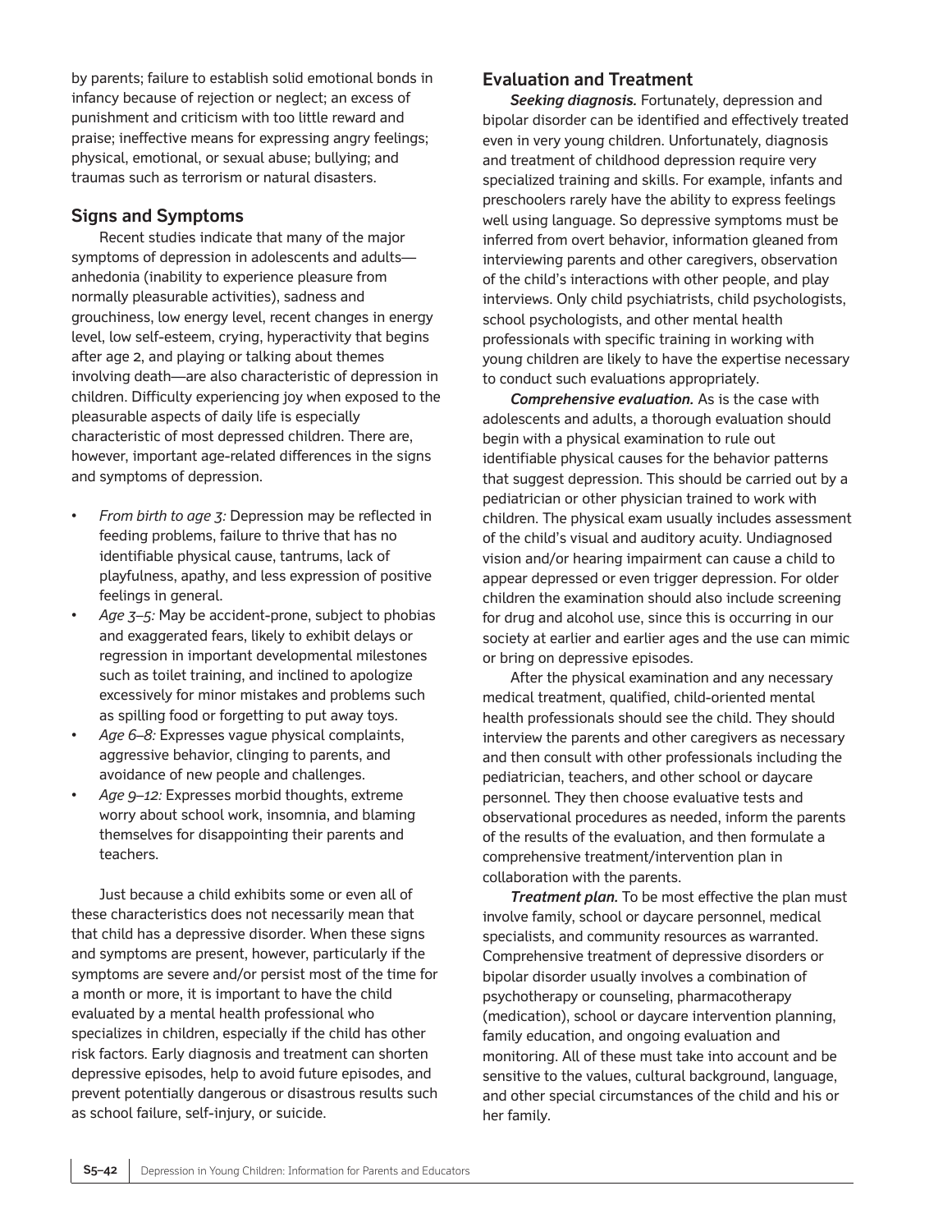by parents; failure to establish solid emotional bonds in infancy because of rejection or neglect; an excess of punishment and criticism with too little reward and praise; ineffective means for expressing angry feelings; physical, emotional, or sexual abuse; bullying; and traumas such as terrorism or natural disasters.

## Signs and Symptoms

Recent studies indicate that many of the major symptoms of depression in adolescents and adults—anhedonia (inability to experience pleasure from normally pleasurable activities), sadness and grouchiness, low energy level, recent changes in energy level, low self-esteem, crying, hyperactivity that begins after age 2, and playing or talking about themes involving death—are also characteristic of depression in children. Difficulty experiencing joy when exposed to the pleasurable aspects of daily life is especially characteristic of most depressed children. There are, however, important age-related differences in the signs and symptoms of depression.

- *From birth to age 3:* Depression may be reflected in feeding problems, failure to thrive that has no identifiable physical cause, tantrums, lack of playfulness, apathy, and less expression of positive feelings in general.
- *Age 3–5:* May be accident-prone, subject to phobias and exaggerated fears, likely to exhibit delays or regression in important developmental milestones such as toilet training, and inclined to apologize excessively for minor mistakes and problems such as spilling food or forgetting to put away toys.
- *Age 6–8:* Expresses vague physical complaints, aggressive behavior, clinging to parents, and avoidance of new people and challenges.
- *Age 9–12:* Expresses morbid thoughts, extreme worry about school work, insomnia, and blaming themselves for disappointing their parents and teachers.

Just because a child exhibits some or even all of these characteristics does not necessarily mean that that child has a depressive disorder. When these signs and symptoms are present, however, particularly if the symptoms are severe and/or persist most of the time for a month or more, it is important to have the child evaluated by a mental health professional who specializes in children, especially if the child has other risk factors. Early diagnosis and treatment can shorten depressive episodes, help to avoid future episodes, and prevent potentially dangerous or disastrous results such as school failure, self-injury, or suicide.

## Evaluation and Treatment

***Seeking diagnosis.*** Fortunately, depression and bipolar disorder can be identified and effectively treated even in very young children. Unfortunately, diagnosis and treatment of childhood depression require very specialized training and skills. For example, infants and preschoolers rarely have the ability to express feelings well using language. So depressive symptoms must be inferred from overt behavior, information gleaned from interviewing parents and other caregivers, observation of the child's interactions with other people, and play interviews. Only child psychiatrists, child psychologists, school psychologists, and other mental health professionals with specific training in working with young children are likely to have the expertise necessary to conduct such evaluations appropriately.

***Comprehensive evaluation.*** As is the case with adolescents and adults, a thorough evaluation should begin with a physical examination to rule out identifiable physical causes for the behavior patterns that suggest depression. This should be carried out by a pediatrician or other physician trained to work with children. The physical exam usually includes assessment of the child's visual and auditory acuity. Undiagnosed vision and/or hearing impairment can cause a child to appear depressed or even trigger depression. For older children the examination should also include screening for drug and alcohol use, since this is occurring in our society at earlier and earlier ages and the use can mimic or bring on depressive episodes.

After the physical examination and any necessary medical treatment, qualified, child-oriented mental health professionals should see the child. They should interview the parents and other caregivers as necessary and then consult with other professionals including the pediatrician, teachers, and other school or daycare personnel. They then choose evaluative tests and observational procedures as needed, inform the parents of the results of the evaluation, and then formulate a comprehensive treatment/intervention plan in collaboration with the parents.

***Treatment plan.*** To be most effective the plan must involve family, school or daycare personnel, medical specialists, and community resources as warranted. Comprehensive treatment of depressive disorders or bipolar disorder usually involves a combination of psychotherapy or counseling, pharmacotherapy (medication), school or daycare intervention planning, family education, and ongoing evaluation and monitoring. All of these must take into account and be sensitive to the values, cultural background, language, and other special circumstances of the child and his or her family.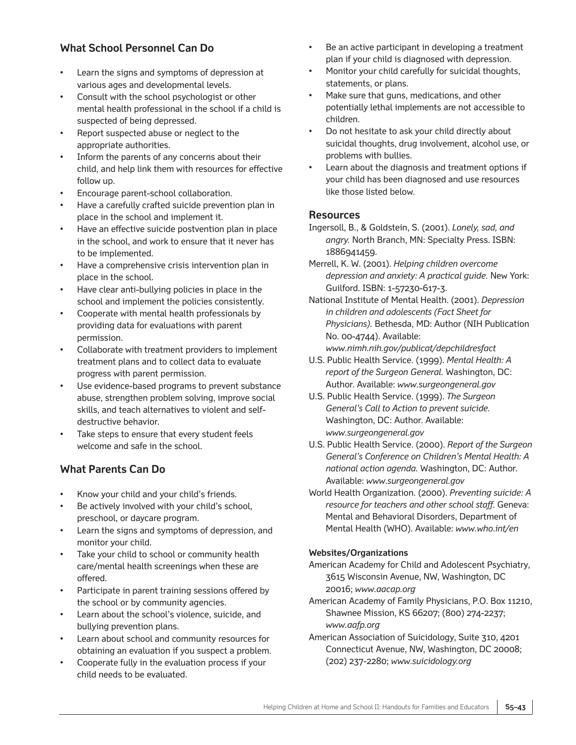## What School Personnel Can Do

- Learn the signs and symptoms of depression at various ages and developmental levels.
- Consult with the school psychologist or other mental health professional in the school if a child is suspected of being depressed.
- Report suspected abuse or neglect to the appropriate authorities.
- Inform the parents of any concerns about their child, and help link them with resources for effective follow up.
- Encourage parent-school collaboration.
- Have a carefully crafted suicide prevention plan in place in the school and implement it.
- Have an effective suicide postvention plan in place in the school, and work to ensure that it never has to be implemented.
- Have a comprehensive crisis intervention plan in place in the school.
- Have clear anti-bullying policies in place in the school and implement the policies consistently.
- Cooperate with mental health professionals by providing data for evaluations with parent permission.
- Collaborate with treatment providers to implement treatment plans and to collect data to evaluate progress with parent permission.
- Use evidence-based programs to prevent substance abuse, strengthen problem solving, improve social skills, and teach alternatives to violent and self-destructive behavior.
- Take steps to ensure that every student feels welcome and safe in the school.

## What Parents Can Do

- Know your child and your child's friends.
- Be actively involved with your child's school, preschool, or daycare program.
- Learn the signs and symptoms of depression, and monitor your child.
- Take your child to school or community health care/mental health screenings when these are offered.
- Participate in parent training sessions offered by the school or by community agencies.
- Learn about the school's violence, suicide, and bullying prevention plans.
- Learn about school and community resources for obtaining an evaluation if you suspect a problem.
- Cooperate fully in the evaluation process if your child needs to be evaluated.
- Be an active participant in developing a treatment plan if your child is diagnosed with depression.
- Monitor your child carefully for suicidal thoughts, statements, or plans.
- Make sure that guns, medications, and other potentially lethal implements are not accessible to children.
- Do not hesitate to ask your child directly about suicidal thoughts, drug involvement, alcohol use, or problems with bullies.
- Learn about the diagnosis and treatment options if your child has been diagnosed and use resources like those listed below.

## Resources

Ingersoll, B., & Goldstein, S. (2001). *Lonely, sad, and angry.* North Branch, MN: Specialty Press. ISBN: 1886941459.

Merrell, K. W. (2001). *Helping children overcome depression and anxiety: A practical guide.* New York: Guilford. ISBN: 1-57230-617-3.

National Institute of Mental Health. (2001). *Depression in children and adolescents (Fact Sheet for Physicians).* Bethesda, MD: Author (NIH Publication No. 00-4744). Available: *www.nimh.nih.gov/publicat/depchildresfact*

U.S. Public Health Service. (1999). *Mental Health: A report of the Surgeon General.* Washington, DC: Author. Available: *www.surgeongeneral.gov*

U.S. Public Health Service. (1999). *The Surgeon General's Call to Action to prevent suicide.* Washington, DC: Author. Available: *www.surgeongeneral.gov*

U.S. Public Health Service. (2000). *Report of the Surgeon General's Conference on Children's Mental Health: A national action agenda.* Washington, DC: Author. Available: *www.surgeongeneral.gov*

World Health Organization. (2000). *Preventing suicide: A resource for teachers and other school staff.* Geneva: Mental and Behavioral Disorders, Department of Mental Health (WHO). Available: *www.who.int/en*

### Websites/Organizations

American Academy for Child and Adolescent Psychiatry, 3615 Wisconsin Avenue, NW, Washington, DC 20016; *www.aacap.org*

American Academy of Family Physicians, P.O. Box 11210, Shawnee Mission, KS 66207; (800) 274-2237; *www.aafp.org*

American Association of Suicidology, Suite 310, 4201 Connecticut Avenue, NW, Washington, DC 20008; (202) 237-2280; *www.suicidology.org*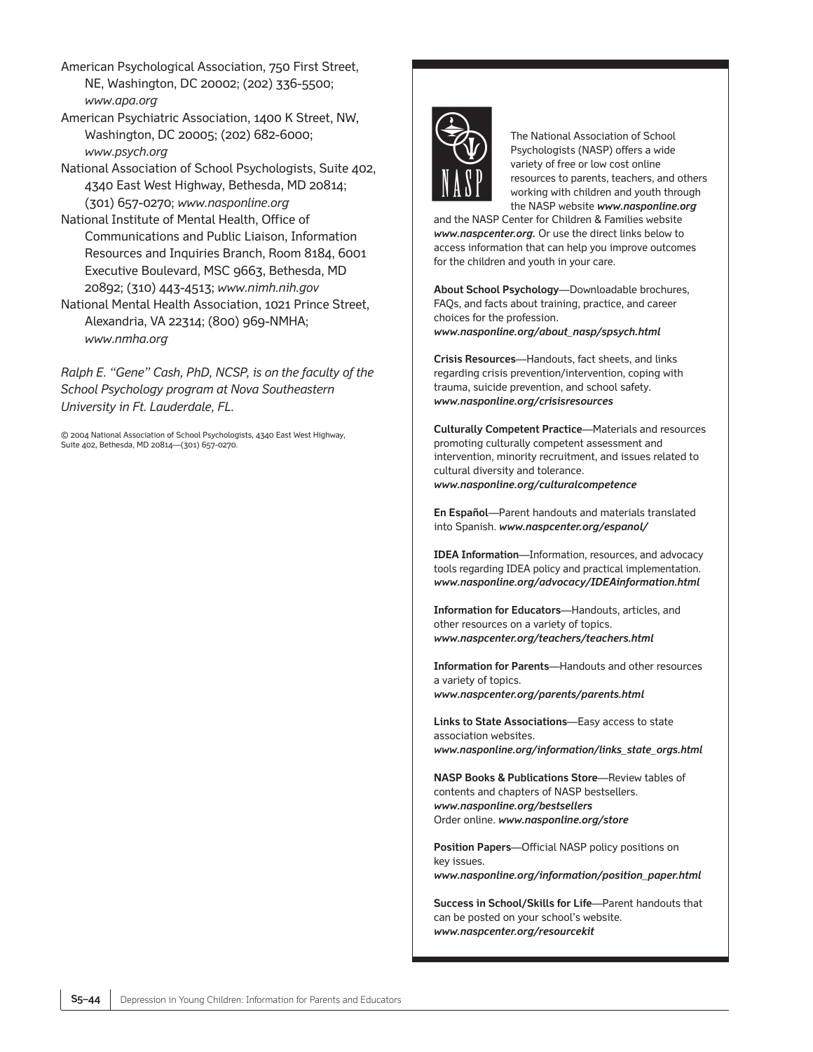American Psychological Association, 750 First Street, NE, Washington, DC 20002; (202) 336-5500; *www.apa.org*

American Psychiatric Association, 1400 K Street, NW, Washington, DC 20005; (202) 682-6000; *www.psych.org*

National Association of School Psychologists, Suite 402, 4340 East West Highway, Bethesda, MD 20814; (301) 657-0270; *www.nasponline.org*

National Institute of Mental Health, Office of Communications and Public Liaison, Information Resources and Inquiries Branch, Room 8184, 6001 Executive Boulevard, MSC 9663, Bethesda, MD 20892; (310) 443-4513; *www.nimh.nih.gov*

National Mental Health Association, 1021 Prince Street, Alexandria, VA 22314; (800) 969-NMHA; *www.nmha.org*

*Ralph E. "Gene" Cash, PhD, NCSP, is on the faculty of the School Psychology program at Nova Southeastern University in Ft. Lauderdale, FL.*

© 2004 National Association of School Psychologists, 4340 East West Highway, Suite 402, Bethesda, MD 20814—(301) 657-0270.

---

The National Association of School Psychologists (NASP) offers a wide variety of free or low cost online resources to parents, teachers, and others working with children and youth through the NASP website ***www.nasponline.org*** and the NASP Center for Children & Families website ***www.naspcenter.org.*** Or use the direct links below to access information that can help you improve outcomes for the children and youth in your care.

**About School Psychology**—Downloadable brochures, FAQs, and facts about training, practice, and career choices for the profession.
***www.nasponline.org/about_nasp/spsych.html***

**Crisis Resources**—Handouts, fact sheets, and links regarding crisis prevention/intervention, coping with trauma, suicide prevention, and school safety.
***www.nasponline.org/crisisresources***

**Culturally Competent Practice**—Materials and resources promoting culturally competent assessment and intervention, minority recruitment, and issues related to cultural diversity and tolerance.
***www.nasponline.org/culturalcompetence***

**En Español**—Parent handouts and materials translated into Spanish. ***www.naspcenter.org/espanol/***

**IDEA Information**—Information, resources, and advocacy tools regarding IDEA policy and practical implementation.
***www.nasponline.org/advocacy/IDEAinformation.html***

**Information for Educators**—Handouts, articles, and other resources on a variety of topics.
***www.naspcenter.org/teachers/teachers.html***

**Information for Parents**—Handouts and other resources a variety of topics.
***www.naspcenter.org/parents/parents.html***

**Links to State Associations**—Easy access to state association websites.
***www.nasponline.org/information/links_state_orgs.html***

**NASP Books & Publications Store**—Review tables of contents and chapters of NASP bestsellers.
***www.nasponline.org/bestsellers***
Order online. ***www.nasponline.org/store***

**Position Papers**—Official NASP policy positions on key issues.
***www.nasponline.org/information/position_paper.html***

**Success in School/Skills for Life**—Parent handouts that can be posted on your school's website.
***www.naspcenter.org/resourcekit***